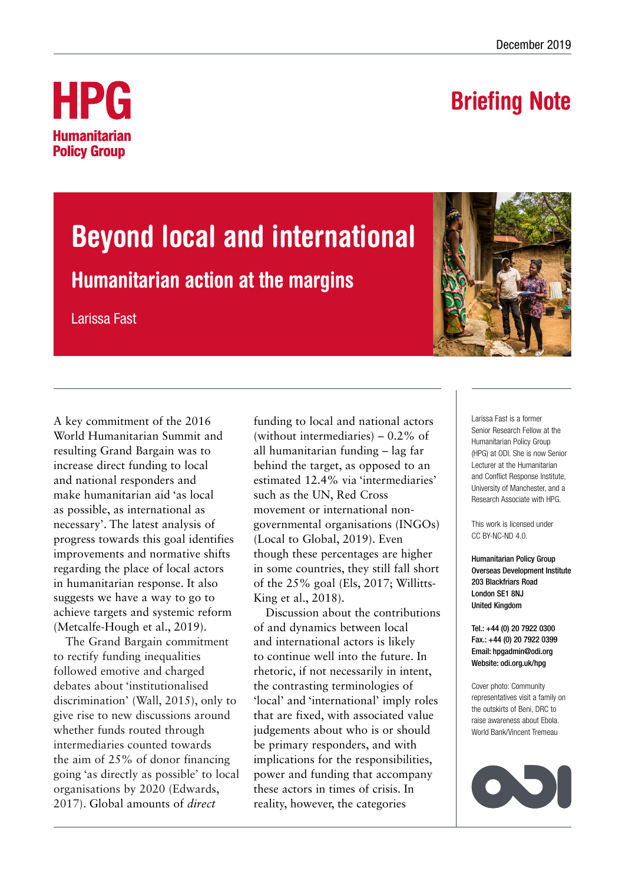December 2019

**HPG**
**Humanitarian Policy Group**

**Briefing Note**

# Beyond local and international

## Humanitarian action at the margins

Larissa Fast

A key commitment of the 2016 World Humanitarian Summit and resulting Grand Bargain was to increase direct funding to local and national responders and make humanitarian aid 'as local as possible, as international as necessary'. The latest analysis of progress towards this goal identifies improvements and normative shifts regarding the place of local actors in humanitarian response. It also suggests we have a way to go to achieve targets and systemic reform (Metcalfe-Hough et al., 2019).

The Grand Bargain commitment to rectify funding inequalities followed emotive and charged debates about 'institutionalised discrimination' (Wall, 2015), only to give rise to new discussions around whether funds routed through intermediaries counted towards the aim of 25% of donor financing going 'as directly as possible' to local organisations by 2020 (Edwards, 2017). Global amounts of *direct* funding to local and national actors (without intermediaries) – 0.2% of all humanitarian funding – lag far behind the target, as opposed to an estimated 12.4% via 'intermediaries' such as the UN, Red Cross movement or international non-governmental organisations (INGOs) (Local to Global, 2019). Even though these percentages are higher in some countries, they still fall short of the 25% goal (Els, 2017; Willitts-King et al., 2018).

Discussion about the contributions of and dynamics between local and international actors is likely to continue well into the future. In rhetoric, if not necessarily in intent, the contrasting terminologies of 'local' and 'international' imply roles that are fixed, with associated value judgements about who is or should be primary responders, and with implications for the responsibilities, power and funding that accompany these actors in times of crisis. In reality, however, the categories

Larissa Fast is a former Senior Research Fellow at the Humanitarian Policy Group (HPG) at ODI. She is now Senior Lecturer at the Humanitarian and Conflict Response Institute, University of Manchester, and a Research Associate with HPG.

This work is licensed under CC BY-NC-ND 4.0.

**Humanitarian Policy Group**
**Overseas Development Institute**
**203 Blackfriars Road**
**London SE1 8NJ**
**United Kingdom**

**Tel.: +44 (0) 20 7922 0300**
**Fax.: +44 (0) 20 7922 0399**
**Email: hpgadmin@odi.org**
**Website: odi.org.uk/hpg**

Cover photo: Community representatives visit a family on the outskirts of Beni, DRC to raise awareness about Ebola. World Bank/Vincent Tremeau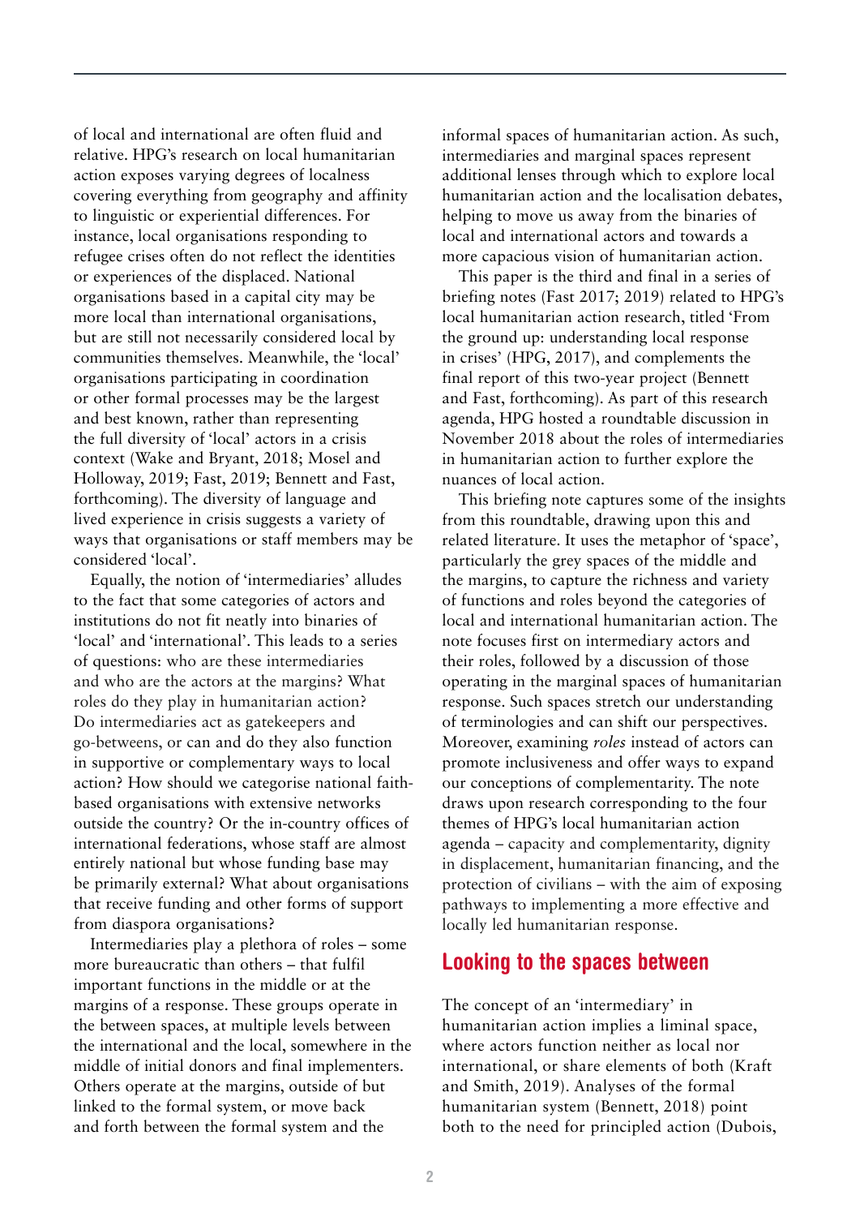of local and international are often fluid and relative. HPG's research on local humanitarian action exposes varying degrees of localness covering everything from geography and affinity to linguistic or experiential differences. For instance, local organisations responding to refugee crises often do not reflect the identities or experiences of the displaced. National organisations based in a capital city may be more local than international organisations, but are still not necessarily considered local by communities themselves. Meanwhile, the 'local' organisations participating in coordination or other formal processes may be the largest and best known, rather than representing the full diversity of 'local' actors in a crisis context (Wake and Bryant, 2018; Mosel and Holloway, 2019; Fast, 2019; Bennett and Fast, forthcoming). The diversity of language and lived experience in crisis suggests a variety of ways that organisations or staff members may be considered 'local'.

Equally, the notion of 'intermediaries' alludes to the fact that some categories of actors and institutions do not fit neatly into binaries of 'local' and 'international'. This leads to a series of questions: who are these intermediaries and who are the actors at the margins? What roles do they play in humanitarian action? Do intermediaries act as gatekeepers and go-betweens, or can and do they also function in supportive or complementary ways to local action? How should we categorise national faith-based organisations with extensive networks outside the country? Or the in-country offices of international federations, whose staff are almost entirely national but whose funding base may be primarily external? What about organisations that receive funding and other forms of support from diaspora organisations?

Intermediaries play a plethora of roles – some more bureaucratic than others – that fulfil important functions in the middle or at the margins of a response. These groups operate in the between spaces, at multiple levels between the international and the local, somewhere in the middle of initial donors and final implementers. Others operate at the margins, outside of but linked to the formal system, or move back and forth between the formal system and the informal spaces of humanitarian action. As such, intermediaries and marginal spaces represent additional lenses through which to explore local humanitarian action and the localisation debates, helping to move us away from the binaries of local and international actors and towards a more capacious vision of humanitarian action.

This paper is the third and final in a series of briefing notes (Fast 2017; 2019) related to HPG's local humanitarian action research, titled 'From the ground up: understanding local response in crises' (HPG, 2017), and complements the final report of this two-year project (Bennett and Fast, forthcoming). As part of this research agenda, HPG hosted a roundtable discussion in November 2018 about the roles of intermediaries in humanitarian action to further explore the nuances of local action.

This briefing note captures some of the insights from this roundtable, drawing upon this and related literature. It uses the metaphor of 'space', particularly the grey spaces of the middle and the margins, to capture the richness and variety of functions and roles beyond the categories of local and international humanitarian action. The note focuses first on intermediary actors and their roles, followed by a discussion of those operating in the marginal spaces of humanitarian response. Such spaces stretch our understanding of terminologies and can shift our perspectives. Moreover, examining *roles* instead of actors can promote inclusiveness and offer ways to expand our conceptions of complementarity. The note draws upon research corresponding to the four themes of HPG's local humanitarian action agenda – capacity and complementarity, dignity in displacement, humanitarian financing, and the protection of civilians – with the aim of exposing pathways to implementing a more effective and locally led humanitarian response.

## Looking to the spaces between

The concept of an 'intermediary' in humanitarian action implies a liminal space, where actors function neither as local nor international, or share elements of both (Kraft and Smith, 2019). Analyses of the formal humanitarian system (Bennett, 2018) point both to the need for principled action (Dubois,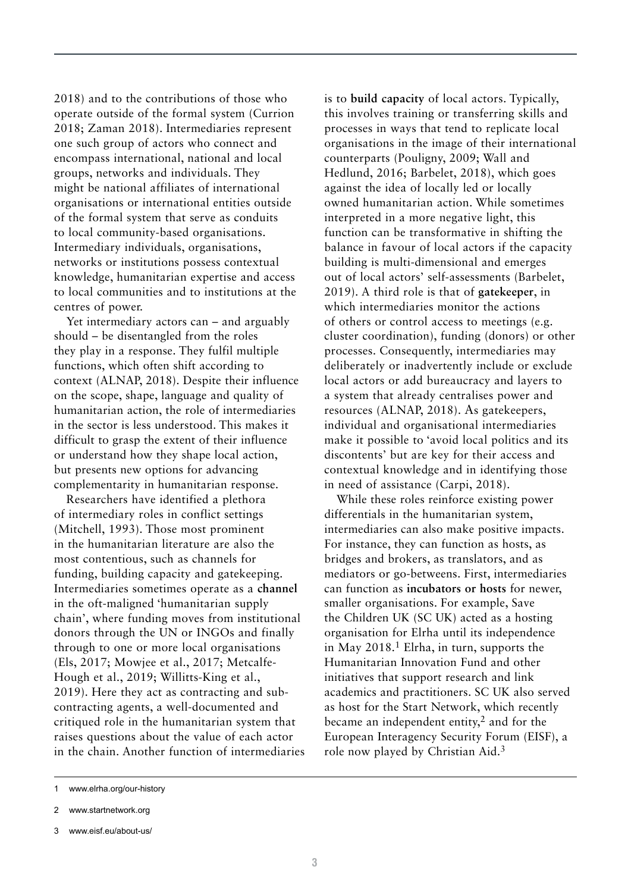2018) and to the contributions of those who operate outside of the formal system (Currion 2018; Zaman 2018). Intermediaries represent one such group of actors who connect and encompass international, national and local groups, networks and individuals. They might be national affiliates of international organisations or international entities outside of the formal system that serve as conduits to local community-based organisations. Intermediary individuals, organisations, networks or institutions possess contextual knowledge, humanitarian expertise and access to local communities and to institutions at the centres of power.

Yet intermediary actors can – and arguably should – be disentangled from the roles they play in a response. They fulfil multiple functions, which often shift according to context (ALNAP, 2018). Despite their influence on the scope, shape, language and quality of humanitarian action, the role of intermediaries in the sector is less understood. This makes it difficult to grasp the extent of their influence or understand how they shape local action, but presents new options for advancing complementarity in humanitarian response.

Researchers have identified a plethora of intermediary roles in conflict settings (Mitchell, 1993). Those most prominent in the humanitarian literature are also the most contentious, such as channels for funding, building capacity and gatekeeping. Intermediaries sometimes operate as a **channel** in the oft-maligned 'humanitarian supply chain', where funding moves from institutional donors through the UN or INGOs and finally through to one or more local organisations (Els, 2017; Mowjee et al., 2017; Metcalfe-Hough et al., 2019; Willitts-King et al., 2019). Here they act as contracting and sub-contracting agents, a well-documented and critiqued role in the humanitarian system that raises questions about the value of each actor in the chain. Another function of intermediaries is to **build capacity** of local actors. Typically, this involves training or transferring skills and processes in ways that tend to replicate local organisations in the image of their international counterparts (Pouligny, 2009; Wall and Hedlund, 2016; Barbelet, 2018), which goes against the idea of locally led or locally owned humanitarian action. While sometimes interpreted in a more negative light, this function can be transformative in shifting the balance in favour of local actors if the capacity building is multi-dimensional and emerges out of local actors' self-assessments (Barbelet, 2019). A third role is that of **gatekeeper**, in which intermediaries monitor the actions of others or control access to meetings (e.g. cluster coordination), funding (donors) or other processes. Consequently, intermediaries may deliberately or inadvertently include or exclude local actors or add bureaucracy and layers to a system that already centralises power and resources (ALNAP, 2018). As gatekeepers, individual and organisational intermediaries make it possible to 'avoid local politics and its discontents' but are key for their access and contextual knowledge and in identifying those in need of assistance (Carpi, 2018).

While these roles reinforce existing power differentials in the humanitarian system, intermediaries can also make positive impacts. For instance, they can function as hosts, as bridges and brokers, as translators, and as mediators or go-betweens. First, intermediaries can function as **incubators or hosts** for newer, smaller organisations. For example, Save the Children UK (SC UK) acted as a hosting organisation for Elrha until its independence in May 2018.[1] Elrha, in turn, supports the Humanitarian Innovation Fund and other initiatives that support research and link academics and practitioners. SC UK also served as host for the Start Network, which recently became an independent entity,[2] and for the European Interagency Security Forum (EISF), a role now played by Christian Aid.[3]

---

1 www.elrha.org/our-history

2 www.startnetwork.org

3 www.eisf.eu/about-us/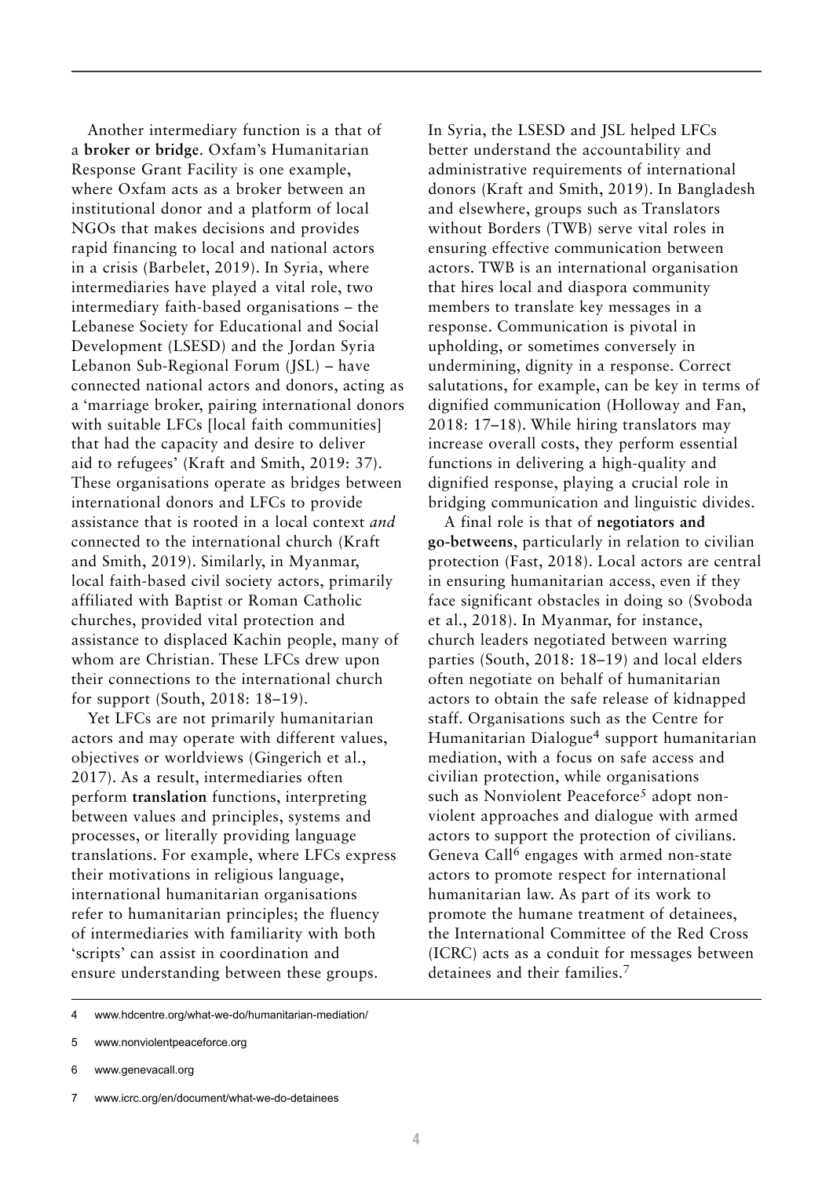Another intermediary function is a that of a **broker or bridge**. Oxfam's Humanitarian Response Grant Facility is one example, where Oxfam acts as a broker between an institutional donor and a platform of local NGOs that makes decisions and provides rapid financing to local and national actors in a crisis (Barbelet, 2019). In Syria, where intermediaries have played a vital role, two intermediary faith-based organisations – the Lebanese Society for Educational and Social Development (LSESD) and the Jordan Syria Lebanon Sub-Regional Forum (JSL) – have connected national actors and donors, acting as a 'marriage broker, pairing international donors with suitable LFCs [local faith communities] that had the capacity and desire to deliver aid to refugees' (Kraft and Smith, 2019: 37). These organisations operate as bridges between international donors and LFCs to provide assistance that is rooted in a local context *and* connected to the international church (Kraft and Smith, 2019). Similarly, in Myanmar, local faith-based civil society actors, primarily affiliated with Baptist or Roman Catholic churches, provided vital protection and assistance to displaced Kachin people, many of whom are Christian. These LFCs drew upon their connections to the international church for support (South, 2018: 18–19).

Yet LFCs are not primarily humanitarian actors and may operate with different values, objectives or worldviews (Gingerich et al., 2017). As a result, intermediaries often perform **translation** functions, interpreting between values and principles, systems and processes, or literally providing language translations. For example, where LFCs express their motivations in religious language, international humanitarian organisations refer to humanitarian principles; the fluency of intermediaries with familiarity with both 'scripts' can assist in coordination and ensure understanding between these groups. In Syria, the LSESD and JSL helped LFCs better understand the accountability and administrative requirements of international donors (Kraft and Smith, 2019). In Bangladesh and elsewhere, groups such as Translators without Borders (TWB) serve vital roles in ensuring effective communication between actors. TWB is an international organisation that hires local and diaspora community members to translate key messages in a response. Communication is pivotal in upholding, or sometimes conversely in undermining, dignity in a response. Correct salutations, for example, can be key in terms of dignified communication (Holloway and Fan, 2018: 17–18). While hiring translators may increase overall costs, they perform essential functions in delivering a high-quality and dignified response, playing a crucial role in bridging communication and linguistic divides.

A final role is that of **negotiators and go-betweens**, particularly in relation to civilian protection (Fast, 2018). Local actors are central in ensuring humanitarian access, even if they face significant obstacles in doing so (Svoboda et al., 2018). In Myanmar, for instance, church leaders negotiated between warring parties (South, 2018: 18–19) and local elders often negotiate on behalf of humanitarian actors to obtain the safe release of kidnapped staff. Organisations such as the Centre for Humanitarian Dialogue[4] support humanitarian mediation, with a focus on safe access and civilian protection, while organisations such as Nonviolent Peaceforce[5] adopt non-violent approaches and dialogue with armed actors to support the protection of civilians. Geneva Call[6] engages with armed non-state actors to promote respect for international humanitarian law. As part of its work to promote the humane treatment of detainees, the International Committee of the Red Cross (ICRC) acts as a conduit for messages between detainees and their families.[7]

---

4 www.hdcentre.org/what-we-do/humanitarian-mediation/

5 www.nonviolentpeaceforce.org

6 www.genevacall.org

7 www.icrc.org/en/document/what-we-do-detainees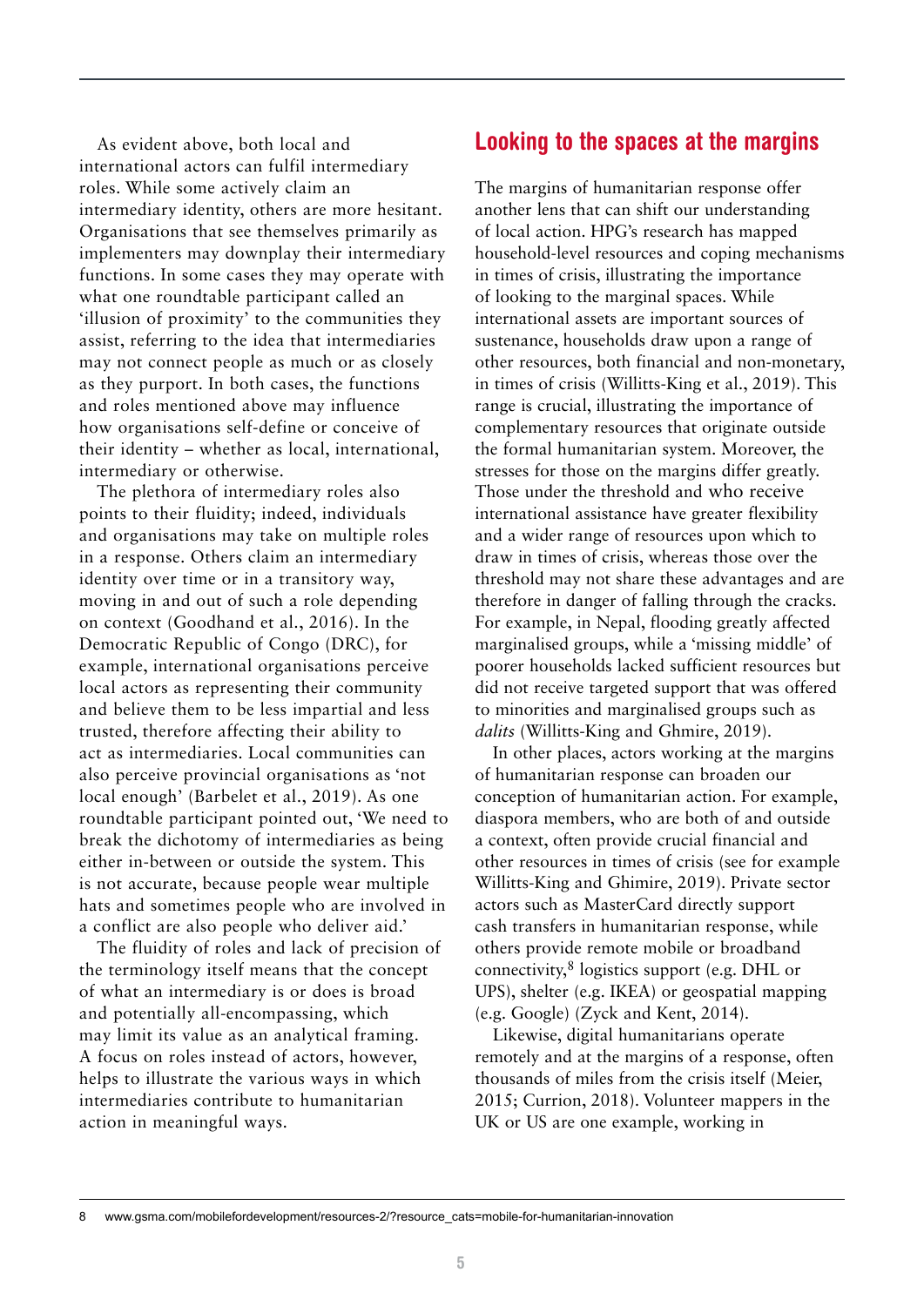As evident above, both local and international actors can fulfil intermediary roles. While some actively claim an intermediary identity, others are more hesitant. Organisations that see themselves primarily as implementers may downplay their intermediary functions. In some cases they may operate with what one roundtable participant called an 'illusion of proximity' to the communities they assist, referring to the idea that intermediaries may not connect people as much or as closely as they purport. In both cases, the functions and roles mentioned above may influence how organisations self-define or conceive of their identity – whether as local, international, intermediary or otherwise.

The plethora of intermediary roles also points to their fluidity; indeed, individuals and organisations may take on multiple roles in a response. Others claim an intermediary identity over time or in a transitory way, moving in and out of such a role depending on context (Goodhand et al., 2016). In the Democratic Republic of Congo (DRC), for example, international organisations perceive local actors as representing their community and believe them to be less impartial and less trusted, therefore affecting their ability to act as intermediaries. Local communities can also perceive provincial organisations as 'not local enough' (Barbelet et al., 2019). As one roundtable participant pointed out, 'We need to break the dichotomy of intermediaries as being either in-between or outside the system. This is not accurate, because people wear multiple hats and sometimes people who are involved in a conflict are also people who deliver aid.'

The fluidity of roles and lack of precision of the terminology itself means that the concept of what an intermediary is or does is broad and potentially all-encompassing, which may limit its value as an analytical framing. A focus on roles instead of actors, however, helps to illustrate the various ways in which intermediaries contribute to humanitarian action in meaningful ways.

## Looking to the spaces at the margins

The margins of humanitarian response offer another lens that can shift our understanding of local action. HPG's research has mapped household-level resources and coping mechanisms in times of crisis, illustrating the importance of looking to the marginal spaces. While international assets are important sources of sustenance, households draw upon a range of other resources, both financial and non-monetary, in times of crisis (Willitts-King et al., 2019). This range is crucial, illustrating the importance of complementary resources that originate outside the formal humanitarian system. Moreover, the stresses for those on the margins differ greatly. Those under the threshold and who receive international assistance have greater flexibility and a wider range of resources upon which to draw in times of crisis, whereas those over the threshold may not share these advantages and are therefore in danger of falling through the cracks. For example, in Nepal, flooding greatly affected marginalised groups, while a 'missing middle' of poorer households lacked sufficient resources but did not receive targeted support that was offered to minorities and marginalised groups such as *dalits* (Willitts-King and Ghimire, 2019).

In other places, actors working at the margins of humanitarian response can broaden our conception of humanitarian action. For example, diaspora members, who are both of and outside a context, often provide crucial financial and other resources in times of crisis (see for example Willitts-King and Ghimire, 2019). Private sector actors such as MasterCard directly support cash transfers in humanitarian response, while others provide remote mobile or broadband connectivity,[8] logistics support (e.g. DHL or UPS), shelter (e.g. IKEA) or geospatial mapping (e.g. Google) (Zyck and Kent, 2014).

Likewise, digital humanitarians operate remotely and at the margins of a response, often thousands of miles from the crisis itself (Meier, 2015; Currion, 2018). Volunteer mappers in the UK or US are one example, working in

8 www.gsma.com/mobilefordevelopment/resources-2/?resource_cats=mobile-for-humanitarian-innovation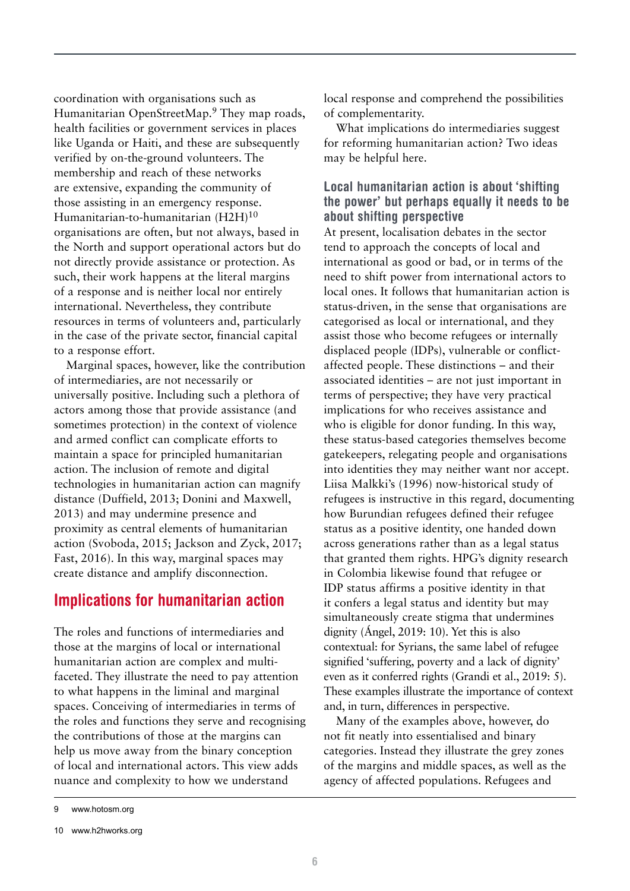coordination with organisations such as Humanitarian OpenStreetMap.[9] They map roads, health facilities or government services in places like Uganda or Haiti, and these are subsequently verified by on-the-ground volunteers. The membership and reach of these networks are extensive, expanding the community of those assisting in an emergency response. Humanitarian-to-humanitarian (H2H)[10] organisations are often, but not always, based in the North and support operational actors but do not directly provide assistance or protection. As such, their work happens at the literal margins of a response and is neither local nor entirely international. Nevertheless, they contribute resources in terms of volunteers and, particularly in the case of the private sector, financial capital to a response effort.

Marginal spaces, however, like the contribution of intermediaries, are not necessarily or universally positive. Including such a plethora of actors among those that provide assistance (and sometimes protection) in the context of violence and armed conflict can complicate efforts to maintain a space for principled humanitarian action. The inclusion of remote and digital technologies in humanitarian action can magnify distance (Duffield, 2013; Donini and Maxwell, 2013) and may undermine presence and proximity as central elements of humanitarian action (Svoboda, 2015; Jackson and Zyck, 2017; Fast, 2016). In this way, marginal spaces may create distance and amplify disconnection.

## Implications for humanitarian action

The roles and functions of intermediaries and those at the margins of local or international humanitarian action are complex and multi-faceted. They illustrate the need to pay attention to what happens in the liminal and marginal spaces. Conceiving of intermediaries in terms of the roles and functions they serve and recognising the contributions of those at the margins can help us move away from the binary conception of local and international actors. This view adds nuance and complexity to how we understand local response and comprehend the possibilities of complementarity.

What implications do intermediaries suggest for reforming humanitarian action? Two ideas may be helpful here.

### Local humanitarian action is about 'shifting the power' but perhaps equally it needs to be about shifting perspective

At present, localisation debates in the sector tend to approach the concepts of local and international as good or bad, or in terms of the need to shift power from international actors to local ones. It follows that humanitarian action is status-driven, in the sense that organisations are categorised as local or international, and they assist those who become refugees or internally displaced people (IDPs), vulnerable or conflict-affected people. These distinctions – and their associated identities – are not just important in terms of perspective; they have very practical implications for who receives assistance and who is eligible for donor funding. In this way, these status-based categories themselves become gatekeepers, relegating people and organisations into identities they may neither want nor accept. Liisa Malkki's (1996) now-historical study of refugees is instructive in this regard, documenting how Burundian refugees defined their refugee status as a positive identity, one handed down across generations rather than as a legal status that granted them rights. HPG's dignity research in Colombia likewise found that refugee or IDP status affirms a positive identity in that it confers a legal status and identity but may simultaneously create stigma that undermines dignity (Ángel, 2019: 10). Yet this is also contextual: for Syrians, the same label of refugee signified 'suffering, poverty and a lack of dignity' even as it conferred rights (Grandi et al., 2019: 5). These examples illustrate the importance of context and, in turn, differences in perspective.

Many of the examples above, however, do not fit neatly into essentialised and binary categories. Instead they illustrate the grey zones of the margins and middle spaces, as well as the agency of affected populations. Refugees and

9 www.hotosm.org

10 www.h2hworks.org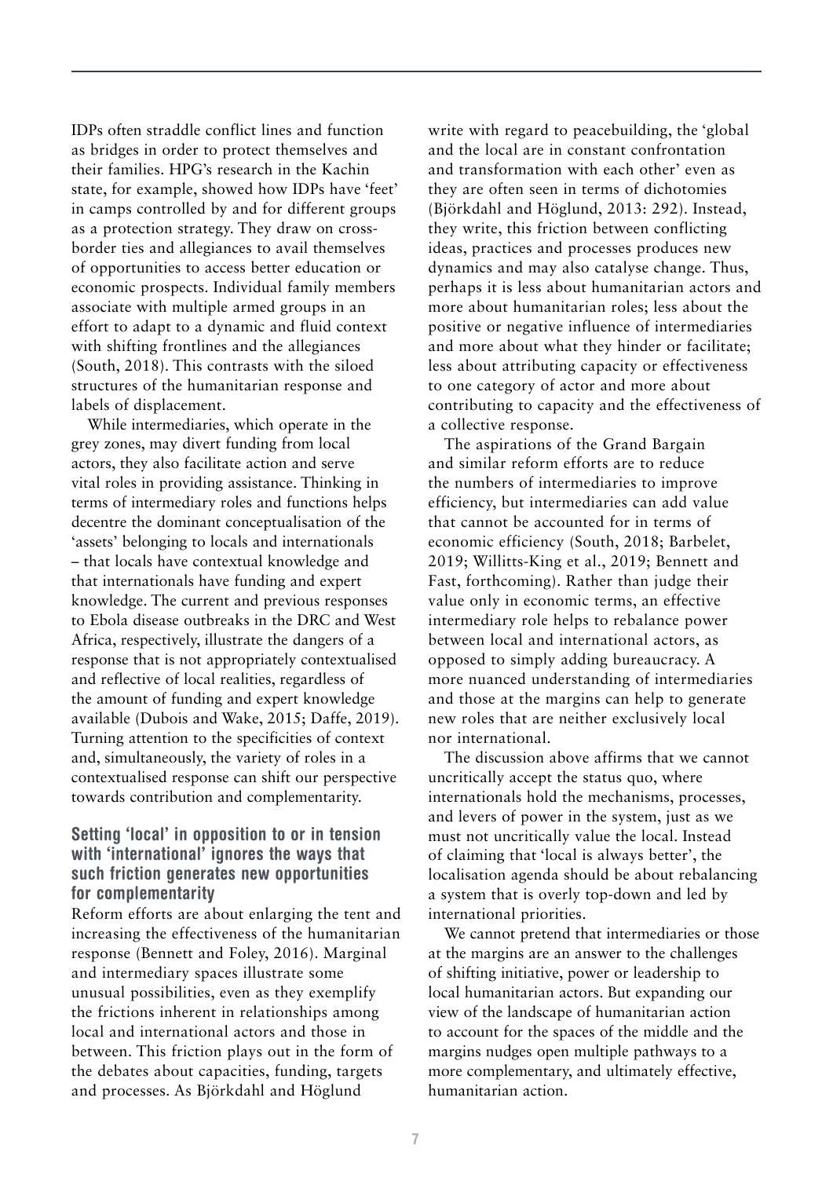IDPs often straddle conflict lines and function as bridges in order to protect themselves and their families. HPG's research in the Kachin state, for example, showed how IDPs have 'feet' in camps controlled by and for different groups as a protection strategy. They draw on cross-border ties and allegiances to avail themselves of opportunities to access better education or economic prospects. Individual family members associate with multiple armed groups in an effort to adapt to a dynamic and fluid context with shifting frontlines and the allegiances (South, 2018). This contrasts with the siloed structures of the humanitarian response and labels of displacement.

While intermediaries, which operate in the grey zones, may divert funding from local actors, they also facilitate action and serve vital roles in providing assistance. Thinking in terms of intermediary roles and functions helps decentre the dominant conceptualisation of the 'assets' belonging to locals and internationals – that locals have contextual knowledge and that internationals have funding and expert knowledge. The current and previous responses to Ebola disease outbreaks in the DRC and West Africa, respectively, illustrate the dangers of a response that is not appropriately contextualised and reflective of local realities, regardless of the amount of funding and expert knowledge available (Dubois and Wake, 2015; Daffe, 2019). Turning attention to the specificities of context and, simultaneously, the variety of roles in a contextualised response can shift our perspective towards contribution and complementarity.

### Setting 'local' in opposition to or in tension with 'international' ignores the ways that such friction generates new opportunities for complementarity

Reform efforts are about enlarging the tent and increasing the effectiveness of the humanitarian response (Bennett and Foley, 2016). Marginal and intermediary spaces illustrate some unusual possibilities, even as they exemplify the frictions inherent in relationships among local and international actors and those in between. This friction plays out in the form of the debates about capacities, funding, targets and processes. As Björkdahl and Höglund write with regard to peacebuilding, the 'global and the local are in constant confrontation and transformation with each other' even as they are often seen in terms of dichotomies (Björkdahl and Höglund, 2013: 292). Instead, they write, this friction between conflicting ideas, practices and processes produces new dynamics and may also catalyse change. Thus, perhaps it is less about humanitarian actors and more about humanitarian roles; less about the positive or negative influence of intermediaries and more about what they hinder or facilitate; less about attributing capacity or effectiveness to one category of actor and more about contributing to capacity and the effectiveness of a collective response.

The aspirations of the Grand Bargain and similar reform efforts are to reduce the numbers of intermediaries to improve efficiency, but intermediaries can add value that cannot be accounted for in terms of economic efficiency (South, 2018; Barbelet, 2019; Willitts-King et al., 2019; Bennett and Fast, forthcoming). Rather than judge their value only in economic terms, an effective intermediary role helps to rebalance power between local and international actors, as opposed to simply adding bureaucracy. A more nuanced understanding of intermediaries and those at the margins can help to generate new roles that are neither exclusively local nor international.

The discussion above affirms that we cannot uncritically accept the status quo, where internationals hold the mechanisms, processes, and levers of power in the system, just as we must not uncritically value the local. Instead of claiming that 'local is always better', the localisation agenda should be about rebalancing a system that is overly top-down and led by international priorities.

We cannot pretend that intermediaries or those at the margins are an answer to the challenges of shifting initiative, power or leadership to local humanitarian actors. But expanding our view of the landscape of humanitarian action to account for the spaces of the middle and the margins nudges open multiple pathways to a more complementary, and ultimately effective, humanitarian action.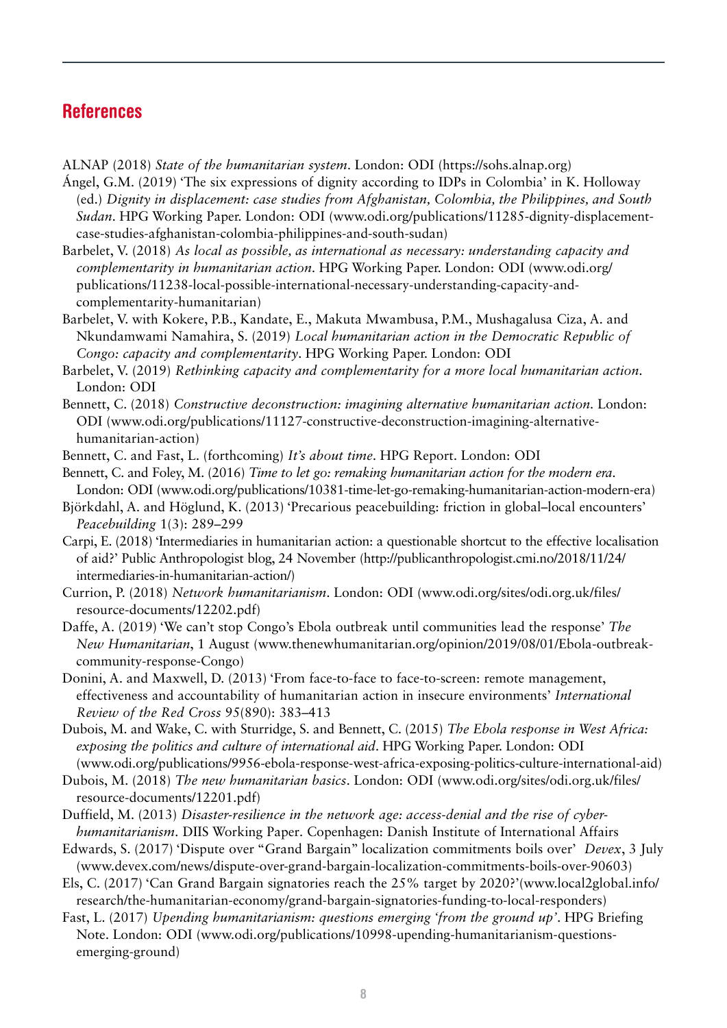## References

ALNAP (2018) *State of the humanitarian system*. London: ODI (https://sohs.alnap.org)

Ángel, G.M. (2019) 'The six expressions of dignity according to IDPs in Colombia' in K. Holloway (ed.) *Dignity in displacement: case studies from Afghanistan, Colombia, the Philippines, and South Sudan*. HPG Working Paper. London: ODI (www.odi.org/publications/11285-dignity-displacement-case-studies-afghanistan-colombia-philippines-and-south-sudan)

Barbelet, V. (2018) *As local as possible, as international as necessary: understanding capacity and complementarity in humanitarian action*. HPG Working Paper. London: ODI (www.odi.org/publications/11238-local-possible-international-necessary-understanding-capacity-and-complementarity-humanitarian)

Barbelet, V. with Kokere, P.B., Kandate, E., Makuta Mwambusa, P.M., Mushagalusa Ciza, A. and Nkundamwami Namahira, S. (2019) *Local humanitarian action in the Democratic Republic of Congo: capacity and complementarity*. HPG Working Paper. London: ODI

Barbelet, V. (2019) *Rethinking capacity and complementarity for a more local humanitarian action*. London: ODI

Bennett, C. (2018) *Constructive deconstruction: imagining alternative humanitarian action*. London: ODI (www.odi.org/publications/11127-constructive-deconstruction-imagining-alternative-humanitarian-action)

Bennett, C. and Fast, L. (forthcoming) *It's about time*. HPG Report. London: ODI

Bennett, C. and Foley, M. (2016) *Time to let go: remaking humanitarian action for the modern era*. London: ODI (www.odi.org/publications/10381-time-let-go-remaking-humanitarian-action-modern-era)

Björkdahl, A. and Höglund, K. (2013) 'Precarious peacebuilding: friction in global–local encounters' *Peacebuilding* 1(3): 289–299

Carpi, E. (2018) 'Intermediaries in humanitarian action: a questionable shortcut to the effective localisation of aid?' Public Anthropologist blog, 24 November (http://publicanthropologist.cmi.no/2018/11/24/intermediaries-in-humanitarian-action/)

Currion, P. (2018) *Network humanitarianism*. London: ODI (www.odi.org/sites/odi.org.uk/files/resource-documents/12202.pdf)

Daffe, A. (2019) 'We can't stop Congo's Ebola outbreak until communities lead the response' *The New Humanitarian*, 1 August (www.thenewhumanitarian.org/opinion/2019/08/01/Ebola-outbreak-community-response-Congo)

Donini, A. and Maxwell, D. (2013) 'From face-to-face to face-to-screen: remote management, effectiveness and accountability of humanitarian action in insecure environments' *International Review of the Red Cross* 95(890): 383–413

Dubois, M. and Wake, C. with Sturridge, S. and Bennett, C. (2015) *The Ebola response in West Africa: exposing the politics and culture of international aid*. HPG Working Paper. London: ODI (www.odi.org/publications/9956-ebola-response-west-africa-exposing-politics-culture-international-aid)

Dubois, M. (2018) *The new humanitarian basics*. London: ODI (www.odi.org/sites/odi.org.uk/files/resource-documents/12201.pdf)

Duffield, M. (2013) *Disaster-resilience in the network age: access-denial and the rise of cyber-humanitarianism*. DIIS Working Paper. Copenhagen: Danish Institute of International Affairs

Edwards, S. (2017) 'Dispute over "Grand Bargain" localization commitments boils over' *Devex*, 3 July (www.devex.com/news/dispute-over-grand-bargain-localization-commitments-boils-over-90603)

Els, C. (2017) 'Can Grand Bargain signatories reach the 25% target by 2020?'(www.local2global.info/research/the-humanitarian-economy/grand-bargain-signatories-funding-to-local-responders)

Fast, L. (2017) *Upending humanitarianism: questions emerging 'from the ground up'*. HPG Briefing Note. London: ODI (www.odi.org/publications/10998-upending-humanitarianism-questions-emerging-ground)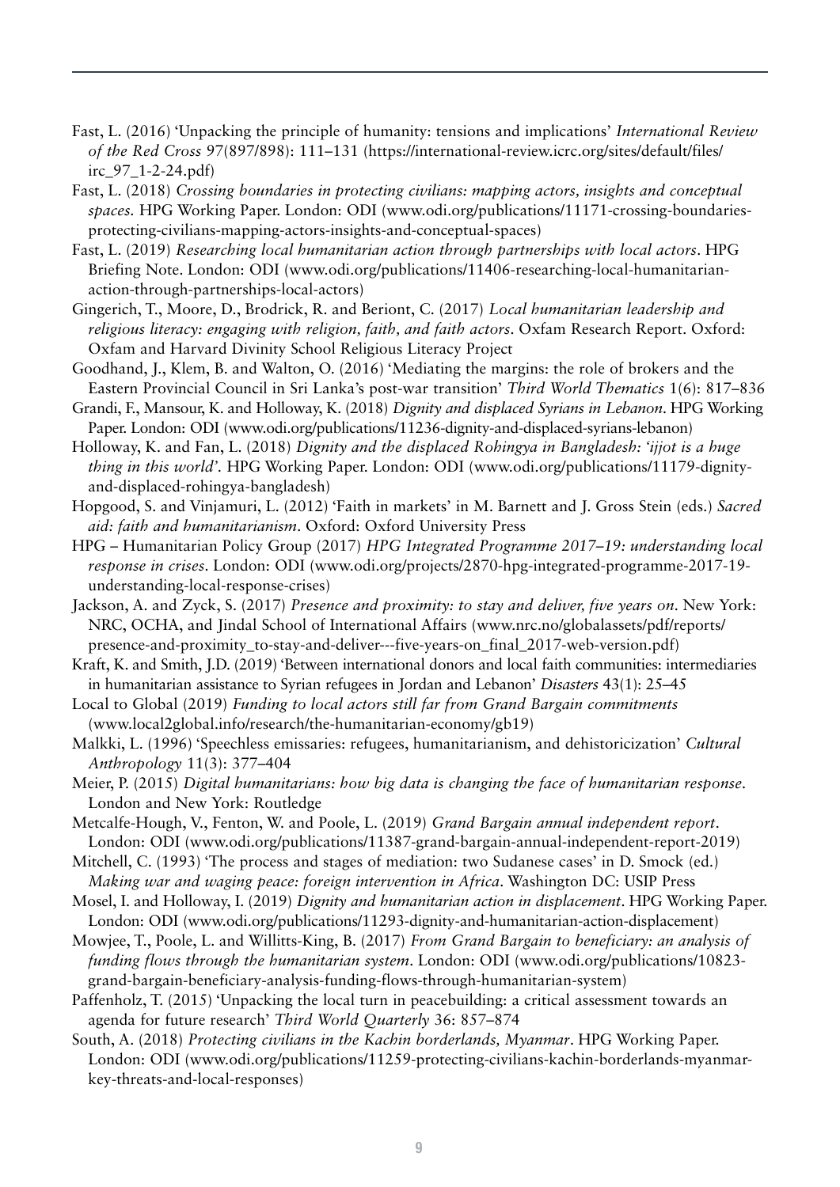Fast, L. (2016) 'Unpacking the principle of humanity: tensions and implications' *International Review of the Red Cross* 97(897/898): 111–131 (https://international-review.icrc.org/sites/default/files/irc_97_1-2-24.pdf)

Fast, L. (2018) *Crossing boundaries in protecting civilians: mapping actors, insights and conceptual spaces*. HPG Working Paper. London: ODI (www.odi.org/publications/11171-crossing-boundaries-protecting-civilians-mapping-actors-insights-and-conceptual-spaces)

Fast, L. (2019) *Researching local humanitarian action through partnerships with local actors*. HPG Briefing Note. London: ODI (www.odi.org/publications/11406-researching-local-humanitarian-action-through-partnerships-local-actors)

Gingerich, T., Moore, D., Brodrick, R. and Beriont, C. (2017) *Local humanitarian leadership and religious literacy: engaging with religion, faith, and faith actors*. Oxfam Research Report. Oxford: Oxfam and Harvard Divinity School Religious Literacy Project

Goodhand, J., Klem, B. and Walton, O. (2016) 'Mediating the margins: the role of brokers and the Eastern Provincial Council in Sri Lanka's post-war transition' *Third World Thematics* 1(6): 817–836

Grandi, F., Mansour, K. and Holloway, K. (2018) *Dignity and displaced Syrians in Lebanon*. HPG Working Paper. London: ODI (www.odi.org/publications/11236-dignity-and-displaced-syrians-lebanon)

Holloway, K. and Fan, L. (2018) *Dignity and the displaced Rohingya in Bangladesh: 'ijjot is a huge thing in this world'*. HPG Working Paper. London: ODI (www.odi.org/publications/11179-dignity-and-displaced-rohingya-bangladesh)

Hopgood, S. and Vinjamuri, L. (2012) 'Faith in markets' in M. Barnett and J. Gross Stein (eds.) *Sacred aid: faith and humanitarianism*. Oxford: Oxford University Press

HPG – Humanitarian Policy Group (2017) *HPG Integrated Programme 2017–19: understanding local response in crises*. London: ODI (www.odi.org/projects/2870-hpg-integrated-programme-2017-19-understanding-local-response-crises)

Jackson, A. and Zyck, S. (2017) *Presence and proximity: to stay and deliver, five years on*. New York: NRC, OCHA, and Jindal School of International Affairs (www.nrc.no/globalassets/pdf/reports/presence-and-proximity_to-stay-and-deliver---five-years-on_final_2017-web-version.pdf)

Kraft, K. and Smith, J.D. (2019) 'Between international donors and local faith communities: intermediaries in humanitarian assistance to Syrian refugees in Jordan and Lebanon' *Disasters* 43(1): 25–45

Local to Global (2019) *Funding to local actors still far from Grand Bargain commitments* (www.local2global.info/research/the-humanitarian-economy/gb19)

Malkki, L. (1996) 'Speechless emissaries: refugees, humanitarianism, and dehistoricization' *Cultural Anthropology* 11(3): 377–404

Meier, P. (2015) *Digital humanitarians: how big data is changing the face of humanitarian response*. London and New York: Routledge

Metcalfe-Hough, V., Fenton, W. and Poole, L. (2019) *Grand Bargain annual independent report*. London: ODI (www.odi.org/publications/11387-grand-bargain-annual-independent-report-2019)

Mitchell, C. (1993) 'The process and stages of mediation: two Sudanese cases' in D. Smock (ed.) *Making war and waging peace: foreign intervention in Africa*. Washington DC: USIP Press

Mosel, I. and Holloway, I. (2019) *Dignity and humanitarian action in displacement*. HPG Working Paper. London: ODI (www.odi.org/publications/11293-dignity-and-humanitarian-action-displacement)

Mowjee, T., Poole, L. and Willitts-King, B. (2017) *From Grand Bargain to beneficiary: an analysis of funding flows through the humanitarian system*. London: ODI (www.odi.org/publications/10823-grand-bargain-beneficiary-analysis-funding-flows-through-humanitarian-system)

Paffenholz, T. (2015) 'Unpacking the local turn in peacebuilding: a critical assessment towards an agenda for future research' *Third World Quarterly* 36: 857–874

South, A. (2018) *Protecting civilians in the Kachin borderlands, Myanmar*. HPG Working Paper. London: ODI (www.odi.org/publications/11259-protecting-civilians-kachin-borderlands-myanmar-key-threats-and-local-responses)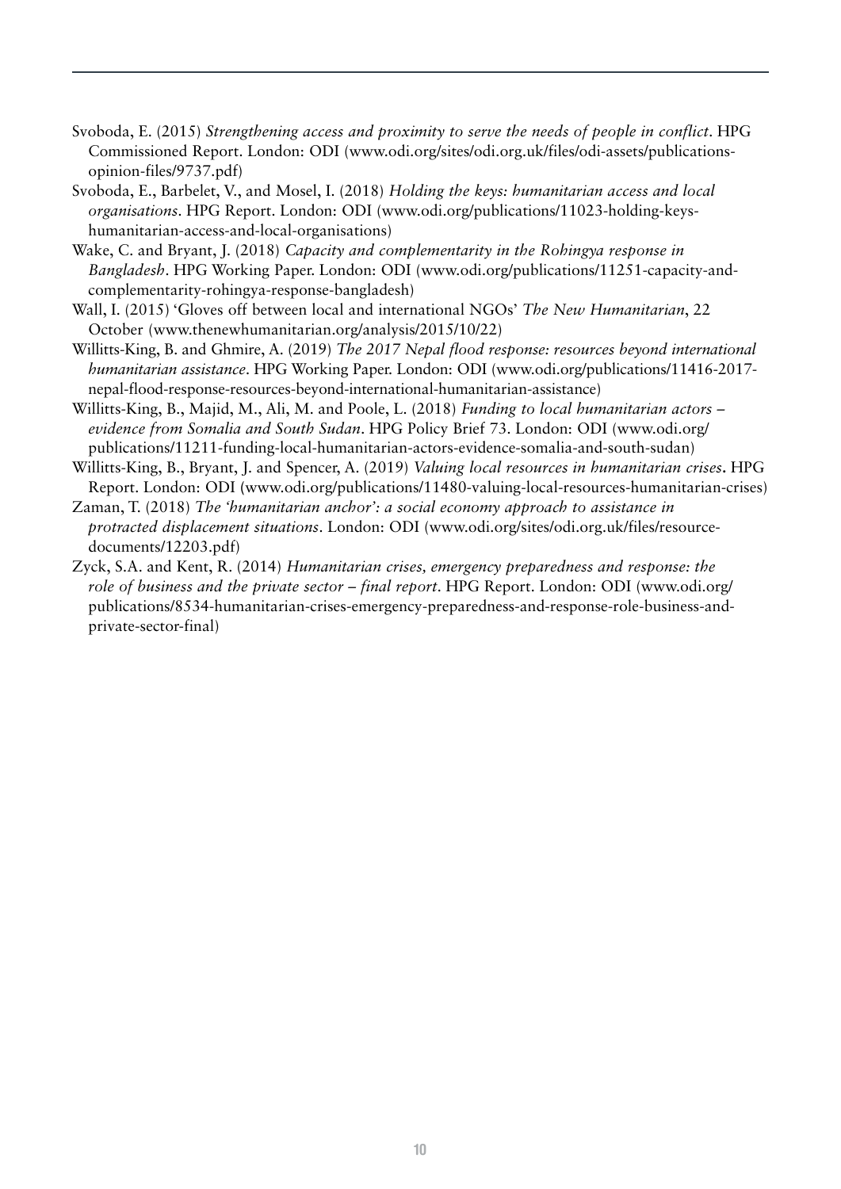Svoboda, E. (2015) *Strengthening access and proximity to serve the needs of people in conflict*. HPG Commissioned Report. London: ODI (www.odi.org/sites/odi.org.uk/files/odi-assets/publications-opinion-files/9737.pdf)

Svoboda, E., Barbelet, V., and Mosel, I. (2018) *Holding the keys: humanitarian access and local organisations*. HPG Report. London: ODI (www.odi.org/publications/11023-holding-keys-humanitarian-access-and-local-organisations)

Wake, C. and Bryant, J. (2018) *Capacity and complementarity in the Rohingya response in Bangladesh*. HPG Working Paper. London: ODI (www.odi.org/publications/11251-capacity-and-complementarity-rohingya-response-bangladesh)

Wall, I. (2015) 'Gloves off between local and international NGOs' *The New Humanitarian*, 22 October (www.thenewhumanitarian.org/analysis/2015/10/22)

Willitts-King, B. and Ghmire, A. (2019) *The 2017 Nepal flood response: resources beyond international humanitarian assistance*. HPG Working Paper. London: ODI (www.odi.org/publications/11416-2017-nepal-flood-response-resources-beyond-international-humanitarian-assistance)

Willitts-King, B., Majid, M., Ali, M. and Poole, L. (2018) *Funding to local humanitarian actors – evidence from Somalia and South Sudan*. HPG Policy Brief 73. London: ODI (www.odi.org/publications/11211-funding-local-humanitarian-actors-evidence-somalia-and-south-sudan)

Willitts-King, B., Bryant, J. and Spencer, A. (2019) *Valuing local resources in humanitarian crises*. HPG Report. London: ODI (www.odi.org/publications/11480-valuing-local-resources-humanitarian-crises)

Zaman, T. (2018) *The 'humanitarian anchor': a social economy approach to assistance in protracted displacement situations*. London: ODI (www.odi.org/sites/odi.org.uk/files/resource-documents/12203.pdf)

Zyck, S.A. and Kent, R. (2014) *Humanitarian crises, emergency preparedness and response: the role of business and the private sector – final report*. HPG Report. London: ODI (www.odi.org/publications/8534-humanitarian-crises-emergency-preparedness-and-response-role-business-and-private-sector-final)